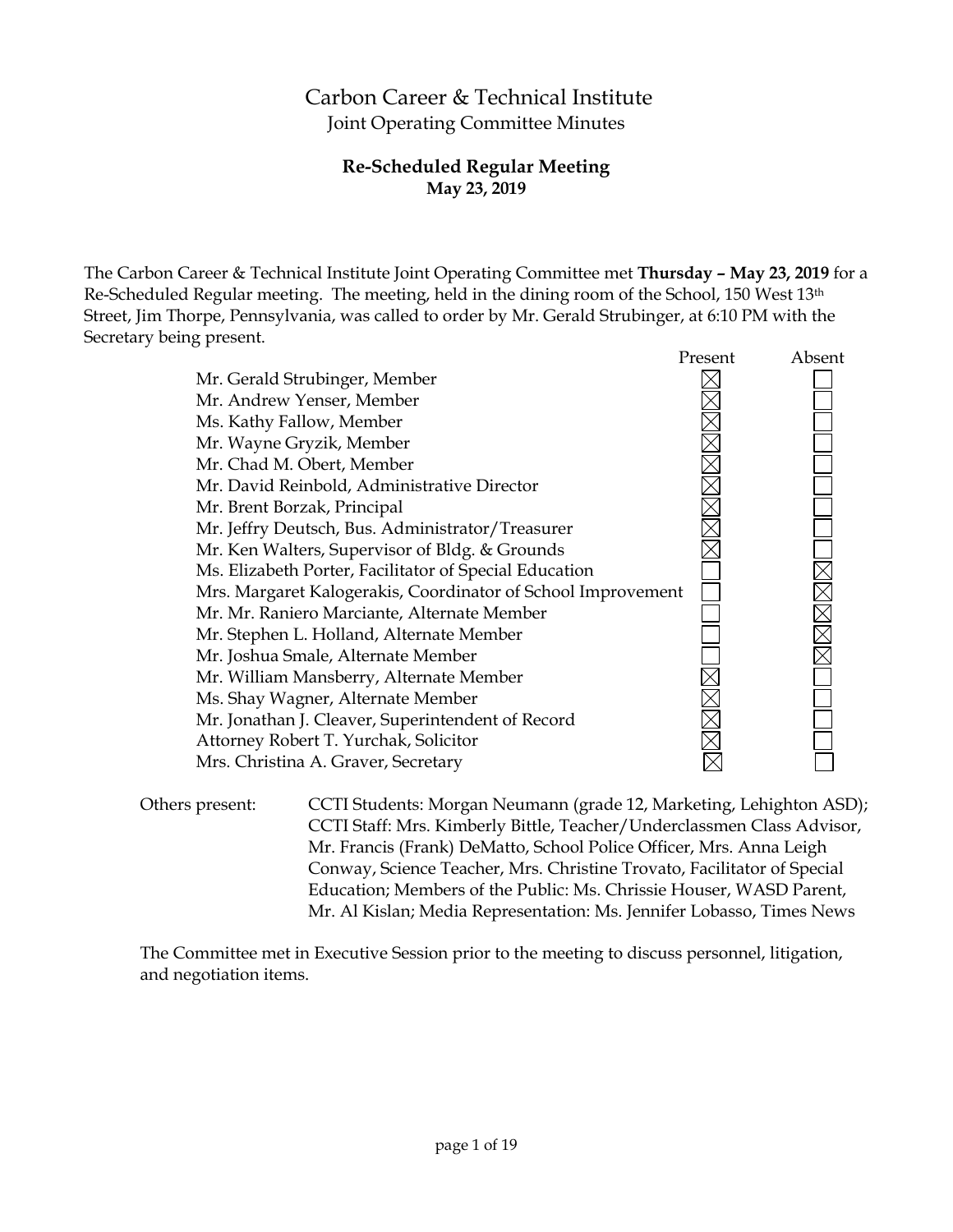# Carbon Career & Technical Institute

## Joint Operating Committee Minutes

### Re-Scheduled Regular Meeting

**May 23, 2019**

The Carbon Career & Technical Institute Joint Operating Committee met **Thursday – May 23, 2019** for a Re-Scheduled Regular meeting. The meeting, held in the dining room of the School, 150 West 13th Street, Jim Thorpe, Pennsylvania, was called to order by Mr. Gerald Strubinger, at 6:10 PM with the Secretary being present.

| | Present | Absent |
|---|---|---|
| Mr. Gerald Strubinger, Member | ☒ | ☐ |
| Mr. Andrew Yenser, Member | ☒ | ☐ |
| Ms. Kathy Fallow, Member | ☒ | ☐ |
| Mr. Wayne Gryzik, Member | ☒ | ☐ |
| Mr. Chad M. Obert, Member | ☒ | ☐ |
| Mr. David Reinbold, Administrative Director | ☒ | ☐ |
| Mr. Brent Borzak, Principal | ☒ | ☐ |
| Mr. Jeffry Deutsch, Bus. Administrator/Treasurer | ☒ | ☐ |
| Mr. Ken Walters, Supervisor of Bldg. & Grounds | ☒ | ☐ |
| Ms. Elizabeth Porter, Facilitator of Special Education | ☐ | ☒ |
| Mrs. Margaret Kalogerakis, Coordinator of School Improvement | ☐ | ☒ |
| Mr. Mr. Raniero Marciante, Alternate Member | ☐ | ☒ |
| Mr. Stephen L. Holland, Alternate Member | ☐ | ☒ |
| Mr. Joshua Smale, Alternate Member | ☐ | ☒ |
| Mr. William Mansberry, Alternate Member | ☒ | ☐ |
| Ms. Shay Wagner, Alternate Member | ☒ | ☐ |
| Mr. Jonathan J. Cleaver, Superintendent of Record | ☒ | ☐ |
| Attorney Robert T. Yurchak, Solicitor | ☒ | ☐ |
| Mrs. Christina A. Graver, Secretary | ☒ | ☐ |

Others present: CCTI Students: Morgan Neumann (grade 12, Marketing, Lehighton ASD); CCTI Staff: Mrs. Kimberly Bittle, Teacher/Underclassmen Class Advisor, Mr. Francis (Frank) DeMatto, School Police Officer, Mrs. Anna Leigh Conway, Science Teacher, Mrs. Christine Trovato, Facilitator of Special Education; Members of the Public: Ms. Chrissie Houser, WASD Parent, Mr. Al Kislan; Media Representation: Ms. Jennifer Lobasso, Times News

The Committee met in Executive Session prior to the meeting to discuss personnel, litigation, and negotiation items.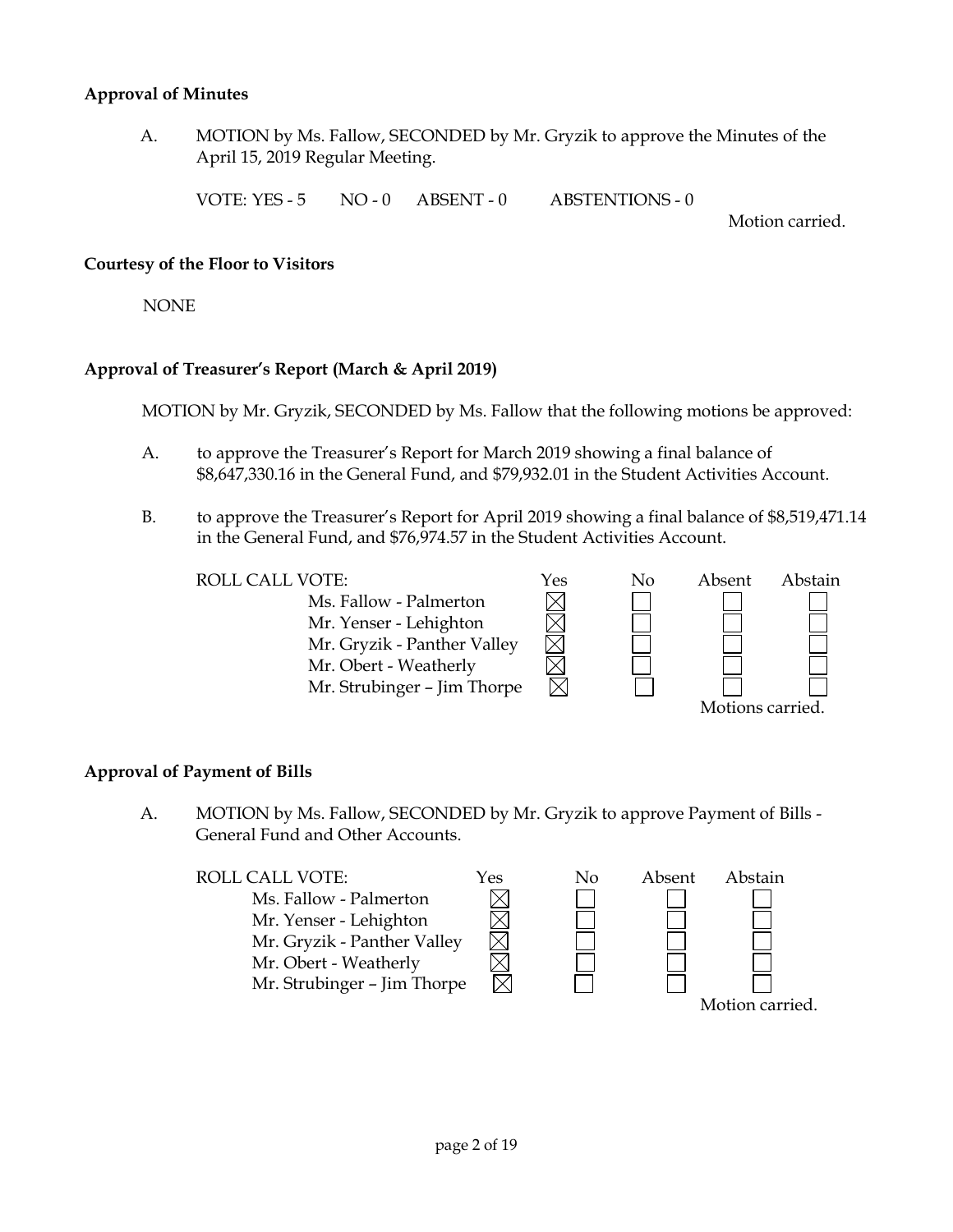**Approval of Minutes**

A. MOTION by Ms. Fallow, SECONDED by Mr. Gryzik to approve the Minutes of the April 15, 2019 Regular Meeting.

VOTE: YES - 5 NO - 0 ABSENT - 0 ABSTENTIONS - 0

Motion carried.

**Courtesy of the Floor to Visitors**

NONE

**Approval of Treasurer's Report (March & April 2019)**

MOTION by Mr. Gryzik, SECONDED by Ms. Fallow that the following motions be approved:

A. to approve the Treasurer's Report for March 2019 showing a final balance of $8,647,330.16 in the General Fund, and $79,932.01 in the Student Activities Account.

B. to approve the Treasurer's Report for April 2019 showing a final balance of $8,519,471.14 in the General Fund, and $76,974.57 in the Student Activities Account.

| ROLL CALL VOTE: | Yes | No | Absent | Abstain |
|---|---|---|---|---|
| Ms. Fallow - Palmerton | ☒ | ☐ | ☐ | ☐ |
| Mr. Yenser - Lehighton | ☒ | ☐ | ☐ | ☐ |
| Mr. Gryzik - Panther Valley | ☒ | ☐ | ☐ | ☐ |
| Mr. Obert - Weatherly | ☒ | ☐ | ☐ | ☐ |
| Mr. Strubinger – Jim Thorpe | ☒ | ☐ | ☐ | ☐ |

Motions carried.

**Approval of Payment of Bills**

A. MOTION by Ms. Fallow, SECONDED by Mr. Gryzik to approve Payment of Bills - General Fund and Other Accounts.

| ROLL CALL VOTE: | Yes | No | Absent | Abstain |
|---|---|---|---|---|
| Ms. Fallow - Palmerton | ☒ | ☐ | ☐ | ☐ |
| Mr. Yenser - Lehighton | ☒ | ☐ | ☐ | ☐ |
| Mr. Gryzik - Panther Valley | ☒ | ☐ | ☐ | ☐ |
| Mr. Obert - Weatherly | ☒ | ☐ | ☐ | ☐ |
| Mr. Strubinger – Jim Thorpe | ☒ | ☐ | ☐ | ☐ |

Motion carried.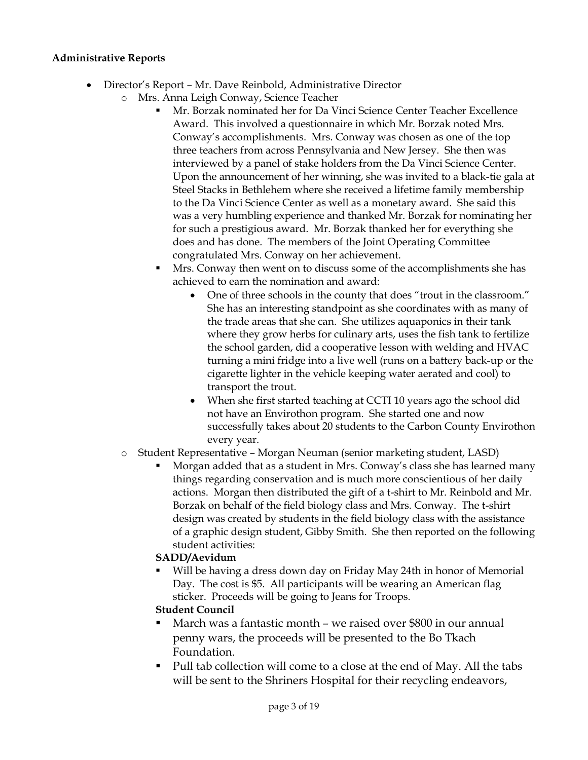**Administrative Reports**

- Director's Report – Mr. Dave Reinbold, Administrative Director
  - Mrs. Anna Leigh Conway, Science Teacher
    - Mr. Borzak nominated her for Da Vinci Science Center Teacher Excellence Award. This involved a questionnaire in which Mr. Borzak noted Mrs. Conway's accomplishments. Mrs. Conway was chosen as one of the top three teachers from across Pennsylvania and New Jersey. She then was interviewed by a panel of stake holders from the Da Vinci Science Center. Upon the announcement of her winning, she was invited to a black-tie gala at Steel Stacks in Bethlehem where she received a lifetime family membership to the Da Vinci Science Center as well as a monetary award. She said this was a very humbling experience and thanked Mr. Borzak for nominating her for such a prestigious award. Mr. Borzak thanked her for everything she does and has done. The members of the Joint Operating Committee congratulated Mrs. Conway on her achievement.
    - Mrs. Conway then went on to discuss some of the accomplishments she has achieved to earn the nomination and award:
      - One of three schools in the county that does "trout in the classroom." She has an interesting standpoint as she coordinates with as many of the trade areas that she can. She utilizes aquaponics in their tank where they grow herbs for culinary arts, uses the fish tank to fertilize the school garden, did a cooperative lesson with welding and HVAC turning a mini fridge into a live well (runs on a battery back-up or the cigarette lighter in the vehicle keeping water aerated and cool) to transport the trout.
      - When she first started teaching at CCTI 10 years ago the school did not have an Envirothon program. She started one and now successfully takes about 20 students to the Carbon County Envirothon every year.
  - Student Representative – Morgan Neuman (senior marketing student, LASD)
    - Morgan added that as a student in Mrs. Conway's class she has learned many things regarding conservation and is much more conscientious of her daily actions. Morgan then distributed the gift of a t-shirt to Mr. Reinbold and Mr. Borzak on behalf of the field biology class and Mrs. Conway. The t-shirt design was created by students in the field biology class with the assistance of a graphic design student, Gibby Smith. She then reported on the following student activities:

    **SADD/Aevidum**

    - Will be having a dress down day on Friday May 24th in honor of Memorial Day. The cost is $5. All participants will be wearing an American flag sticker. Proceeds will be going to Jeans for Troops.

    **Student Council**

    - March was a fantastic month – we raised over $800 in our annual penny wars, the proceeds will be presented to the Bo Tkach Foundation.
    - Pull tab collection will come to a close at the end of May. All the tabs will be sent to the Shriners Hospital for their recycling endeavors,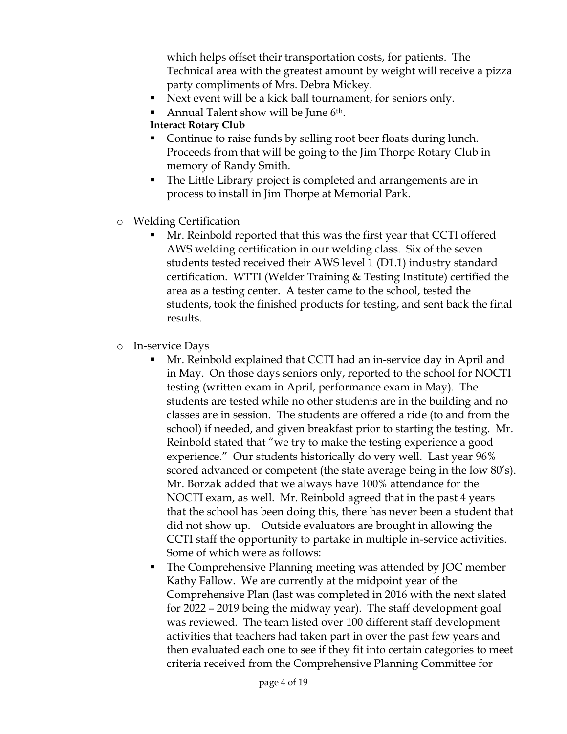which helps offset their transportation costs, for patients. The Technical area with the greatest amount by weight will receive a pizza party compliments of Mrs. Debra Mickey.

- Next event will be a kick ball tournament, for seniors only.
- Annual Talent show will be June 6th.

**Interact Rotary Club**

- Continue to raise funds by selling root beer floats during lunch. Proceeds from that will be going to the Jim Thorpe Rotary Club in memory of Randy Smith.
- The Little Library project is completed and arrangements are in process to install in Jim Thorpe at Memorial Park.

- Welding Certification
  - Mr. Reinbold reported that this was the first year that CCTI offered AWS welding certification in our welding class. Six of the seven students tested received their AWS level 1 (D1.1) industry standard certification. WTTI (Welder Training & Testing Institute) certified the area as a testing center. A tester came to the school, tested the students, took the finished products for testing, and sent back the final results.

- In-service Days
  - Mr. Reinbold explained that CCTI had an in-service day in April and in May. On those days seniors only, reported to the school for NOCTI testing (written exam in April, performance exam in May). The students are tested while no other students are in the building and no classes are in session. The students are offered a ride (to and from the school) if needed, and given breakfast prior to starting the testing. Mr. Reinbold stated that "we try to make the testing experience a good experience." Our students historically do very well. Last year 96% scored advanced or competent (the state average being in the low 80's). Mr. Borzak added that we always have 100% attendance for the NOCTI exam, as well. Mr. Reinbold agreed that in the past 4 years that the school has been doing this, there has never been a student that did not show up. Outside evaluators are brought in allowing the CCTI staff the opportunity to partake in multiple in-service activities. Some of which were as follows:
  - The Comprehensive Planning meeting was attended by JOC member Kathy Fallow. We are currently at the midpoint year of the Comprehensive Plan (last was completed in 2016 with the next slated for 2022 – 2019 being the midway year). The staff development goal was reviewed. The team listed over 100 different staff development activities that teachers had taken part in over the past few years and then evaluated each one to see if they fit into certain categories to meet criteria received from the Comprehensive Planning Committee for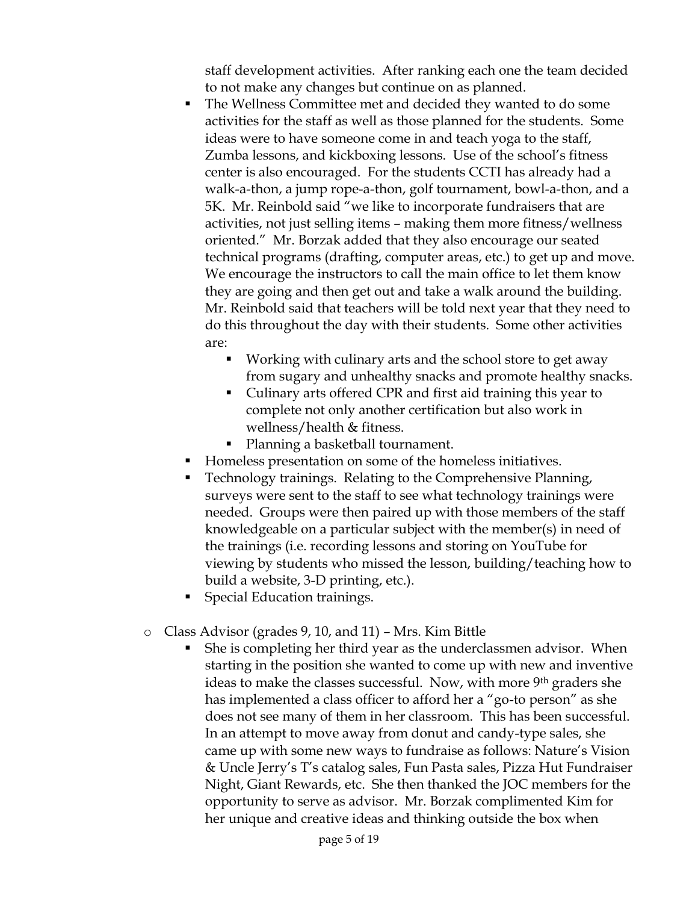staff development activities. After ranking each one the team decided to not make any changes but continue on as planned.

- The Wellness Committee met and decided they wanted to do some activities for the staff as well as those planned for the students. Some ideas were to have someone come in and teach yoga to the staff, Zumba lessons, and kickboxing lessons. Use of the school's fitness center is also encouraged. For the students CCTI has already had a walk-a-thon, a jump rope-a-thon, golf tournament, bowl-a-thon, and a 5K. Mr. Reinbold said "we like to incorporate fundraisers that are activities, not just selling items – making them more fitness/wellness oriented." Mr. Borzak added that they also encourage our seated technical programs (drafting, computer areas, etc.) to get up and move. We encourage the instructors to call the main office to let them know they are going and then get out and take a walk around the building. Mr. Reinbold said that teachers will be told next year that they need to do this throughout the day with their students. Some other activities are:
  - Working with culinary arts and the school store to get away from sugary and unhealthy snacks and promote healthy snacks.
  - Culinary arts offered CPR and first aid training this year to complete not only another certification but also work in wellness/health & fitness.
  - Planning a basketball tournament.
- Homeless presentation on some of the homeless initiatives.
- Technology trainings. Relating to the Comprehensive Planning, surveys were sent to the staff to see what technology trainings were needed. Groups were then paired up with those members of the staff knowledgeable on a particular subject with the member(s) in need of the trainings (i.e. recording lessons and storing on YouTube for viewing by students who missed the lesson, building/teaching how to build a website, 3-D printing, etc.).
- Special Education trainings.

- Class Advisor (grades 9, 10, and 11) – Mrs. Kim Bittle
  - She is completing her third year as the underclassmen advisor. When starting in the position she wanted to come up with new and inventive ideas to make the classes successful. Now, with more 9th graders she has implemented a class officer to afford her a "go-to person" as she does not see many of them in her classroom. This has been successful. In an attempt to move away from donut and candy-type sales, she came up with some new ways to fundraise as follows: Nature's Vision & Uncle Jerry's T's catalog sales, Fun Pasta sales, Pizza Hut Fundraiser Night, Giant Rewards, etc. She then thanked the JOC members for the opportunity to serve as advisor. Mr. Borzak complimented Kim for her unique and creative ideas and thinking outside the box when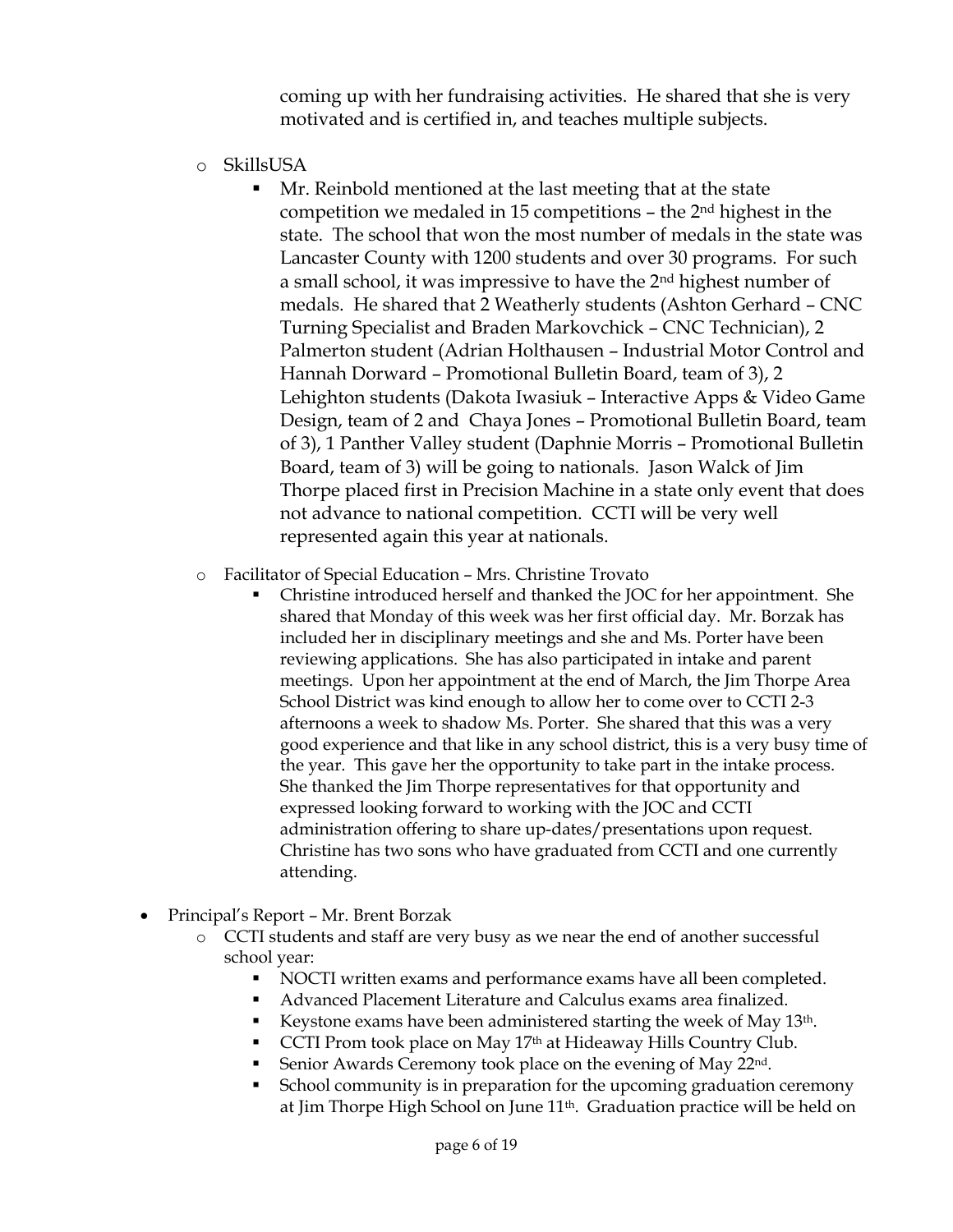coming up with her fundraising activities. He shared that she is very motivated and is certified in, and teaches multiple subjects.

- SkillsUSA
  - Mr. Reinbold mentioned at the last meeting that at the state competition we medaled in 15 competitions – the 2nd highest in the state. The school that won the most number of medals in the state was Lancaster County with 1200 students and over 30 programs. For such a small school, it was impressive to have the 2nd highest number of medals. He shared that 2 Weatherly students (Ashton Gerhard – CNC Turning Specialist and Braden Markovchick – CNC Technician), 2 Palmerton student (Adrian Holthausen – Industrial Motor Control and Hannah Dorward – Promotional Bulletin Board, team of 3), 2 Lehighton students (Dakota Iwasiuk – Interactive Apps & Video Game Design, team of 2 and Chaya Jones – Promotional Bulletin Board, team of 3), 1 Panther Valley student (Daphnie Morris – Promotional Bulletin Board, team of 3) will be going to nationals. Jason Walck of Jim Thorpe placed first in Precision Machine in a state only event that does not advance to national competition. CCTI will be very well represented again this year at nationals.
- Facilitator of Special Education – Mrs. Christine Trovato
  - Christine introduced herself and thanked the JOC for her appointment. She shared that Monday of this week was her first official day. Mr. Borzak has included her in disciplinary meetings and she and Ms. Porter have been reviewing applications. She has also participated in intake and parent meetings. Upon her appointment at the end of March, the Jim Thorpe Area School District was kind enough to allow her to come over to CCTI 2-3 afternoons a week to shadow Ms. Porter. She shared that this was a very good experience and that like in any school district, this is a very busy time of the year. This gave her the opportunity to take part in the intake process. She thanked the Jim Thorpe representatives for that opportunity and expressed looking forward to working with the JOC and CCTI administration offering to share up-dates/presentations upon request. Christine has two sons who have graduated from CCTI and one currently attending.

- Principal's Report – Mr. Brent Borzak
  - CCTI students and staff are very busy as we near the end of another successful school year:
    - NOCTI written exams and performance exams have all been completed.
    - Advanced Placement Literature and Calculus exams area finalized.
    - Keystone exams have been administered starting the week of May 13th.
    - CCTI Prom took place on May 17th at Hideaway Hills Country Club.
    - Senior Awards Ceremony took place on the evening of May 22nd.
    - School community is in preparation for the upcoming graduation ceremony at Jim Thorpe High School on June 11th. Graduation practice will be held on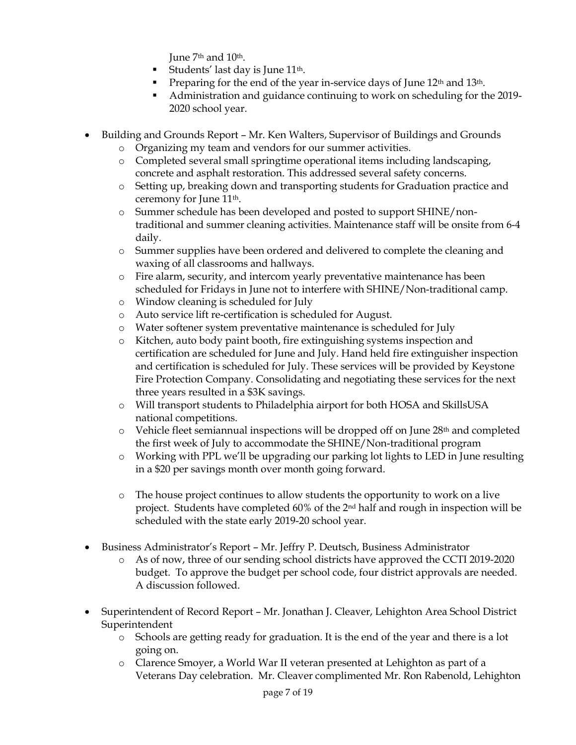June 7th and 10th.
    - Students' last day is June 11th.
    - Preparing for the end of the year in-service days of June 12th and 13th.
    - Administration and guidance continuing to work on scheduling for the 2019-2020 school year.

- Building and Grounds Report – Mr. Ken Walters, Supervisor of Buildings and Grounds
    - Organizing my team and vendors for our summer activities.
    - Completed several small springtime operational items including landscaping, concrete and asphalt restoration. This addressed several safety concerns.
    - Setting up, breaking down and transporting students for Graduation practice and ceremony for June 11th.
    - Summer schedule has been developed and posted to support SHINE/non-traditional and summer cleaning activities. Maintenance staff will be onsite from 6-4 daily.
    - Summer supplies have been ordered and delivered to complete the cleaning and waxing of all classrooms and hallways.
    - Fire alarm, security, and intercom yearly preventative maintenance has been scheduled for Fridays in June not to interfere with SHINE/Non-traditional camp.
    - Window cleaning is scheduled for July
    - Auto service lift re-certification is scheduled for August.
    - Water softener system preventative maintenance is scheduled for July
    - Kitchen, auto body paint booth, fire extinguishing systems inspection and certification are scheduled for June and July. Hand held fire extinguisher inspection and certification is scheduled for July. These services will be provided by Keystone Fire Protection Company. Consolidating and negotiating these services for the next three years resulted in a $3K savings.
    - Will transport students to Philadelphia airport for both HOSA and SkillsUSA national competitions.
    - Vehicle fleet semiannual inspections will be dropped off on June 28th and completed the first week of July to accommodate the SHINE/Non-traditional program
    - Working with PPL we'll be upgrading our parking lot lights to LED in June resulting in a $20 per savings month over month going forward.

    - The house project continues to allow students the opportunity to work on a live project. Students have completed 60% of the 2nd half and rough in inspection will be scheduled with the state early 2019-20 school year.

- Business Administrator's Report – Mr. Jeffry P. Deutsch, Business Administrator
    - As of now, three of our sending school districts have approved the CCTI 2019-2020 budget. To approve the budget per school code, four district approvals are needed. A discussion followed.

- Superintendent of Record Report – Mr. Jonathan J. Cleaver, Lehighton Area School District Superintendent
    - Schools are getting ready for graduation. It is the end of the year and there is a lot going on.
    - Clarence Smoyer, a World War II veteran presented at Lehighton as part of a Veterans Day celebration. Mr. Cleaver complimented Mr. Ron Rabenold, Lehighton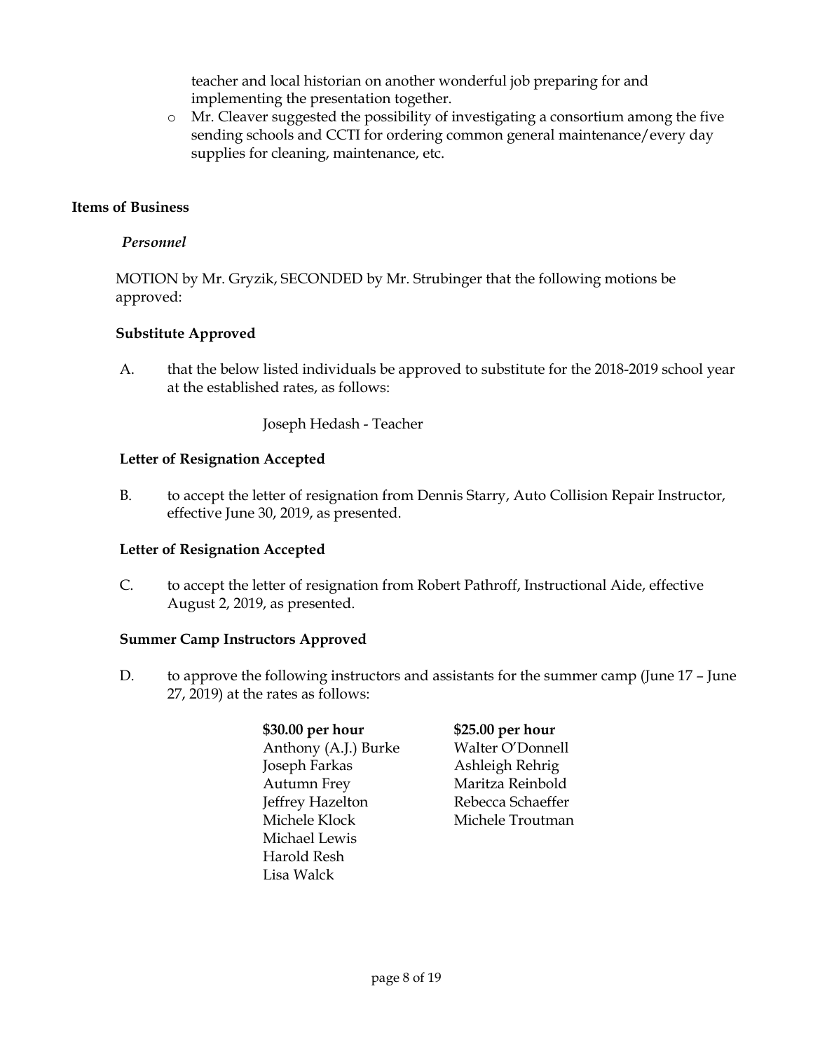teacher and local historian on another wonderful job preparing for and implementing the presentation together.

- Mr. Cleaver suggested the possibility of investigating a consortium among the five sending schools and CCTI for ordering common general maintenance/every day supplies for cleaning, maintenance, etc.

## Items of Business

*Personnel*

MOTION by Mr. Gryzik, SECONDED by Mr. Strubinger that the following motions be approved:

**Substitute Approved**

A. that the below listed individuals be approved to substitute for the 2018-2019 school year at the established rates, as follows:

Joseph Hedash - Teacher

**Letter of Resignation Accepted**

B. to accept the letter of resignation from Dennis Starry, Auto Collision Repair Instructor, effective June 30, 2019, as presented.

**Letter of Resignation Accepted**

C. to accept the letter of resignation from Robert Pathroff, Instructional Aide, effective August 2, 2019, as presented.

**Summer Camp Instructors Approved**

D. to approve the following instructors and assistants for the summer camp (June 17 – June 27, 2019) at the rates as follows:

| **\$30.00 per hour** | **\$25.00 per hour** |
|---|---|
| Anthony (A.J.) Burke | Walter O'Donnell |
| Joseph Farkas | Ashleigh Rehrig |
| Autumn Frey | Maritza Reinbold |
| Jeffrey Hazelton | Rebecca Schaeffer |
| Michele Klock | Michele Troutman |
| Michael Lewis | |
| Harold Resh | |
| Lisa Walck | |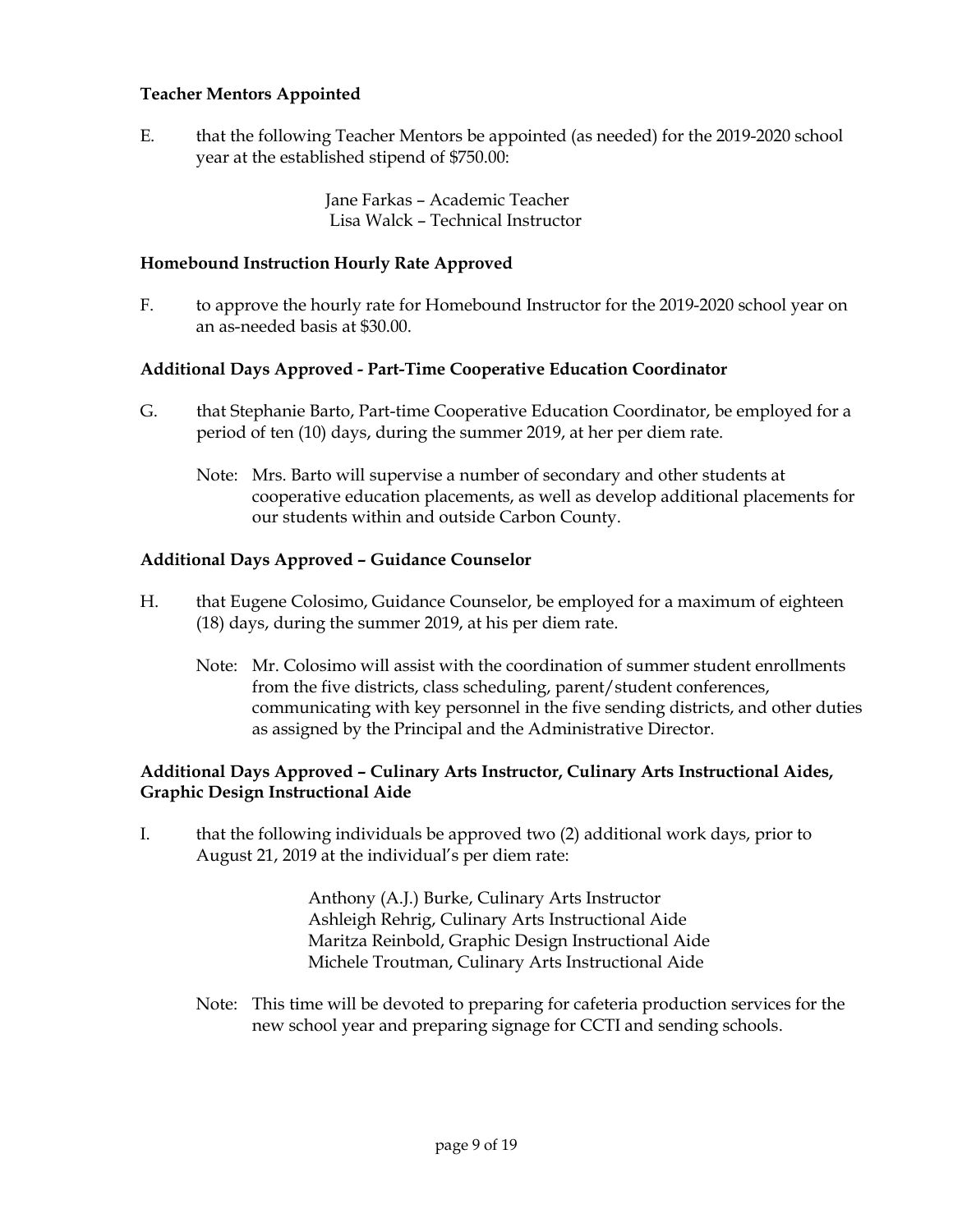**Teacher Mentors Appointed**

E. that the following Teacher Mentors be appointed (as needed) for the 2019-2020 school year at the established stipend of $750.00:

Jane Farkas – Academic Teacher
Lisa Walck – Technical Instructor

**Homebound Instruction Hourly Rate Approved**

F. to approve the hourly rate for Homebound Instructor for the 2019-2020 school year on an as-needed basis at $30.00.

**Additional Days Approved - Part-Time Cooperative Education Coordinator**

G. that Stephanie Barto, Part-time Cooperative Education Coordinator, be employed for a period of ten (10) days, during the summer 2019, at her per diem rate.

Note: Mrs. Barto will supervise a number of secondary and other students at cooperative education placements, as well as develop additional placements for our students within and outside Carbon County.

**Additional Days Approved – Guidance Counselor**

H. that Eugene Colosimo, Guidance Counselor, be employed for a maximum of eighteen (18) days, during the summer 2019, at his per diem rate.

Note: Mr. Colosimo will assist with the coordination of summer student enrollments from the five districts, class scheduling, parent/student conferences, communicating with key personnel in the five sending districts, and other duties as assigned by the Principal and the Administrative Director.

**Additional Days Approved – Culinary Arts Instructor, Culinary Arts Instructional Aides, Graphic Design Instructional Aide**

I. that the following individuals be approved two (2) additional work days, prior to August 21, 2019 at the individual's per diem rate:

Anthony (A.J.) Burke, Culinary Arts Instructor
Ashleigh Rehrig, Culinary Arts Instructional Aide
Maritza Reinbold, Graphic Design Instructional Aide
Michele Troutman, Culinary Arts Instructional Aide

Note: This time will be devoted to preparing for cafeteria production services for the new school year and preparing signage for CCTI and sending schools.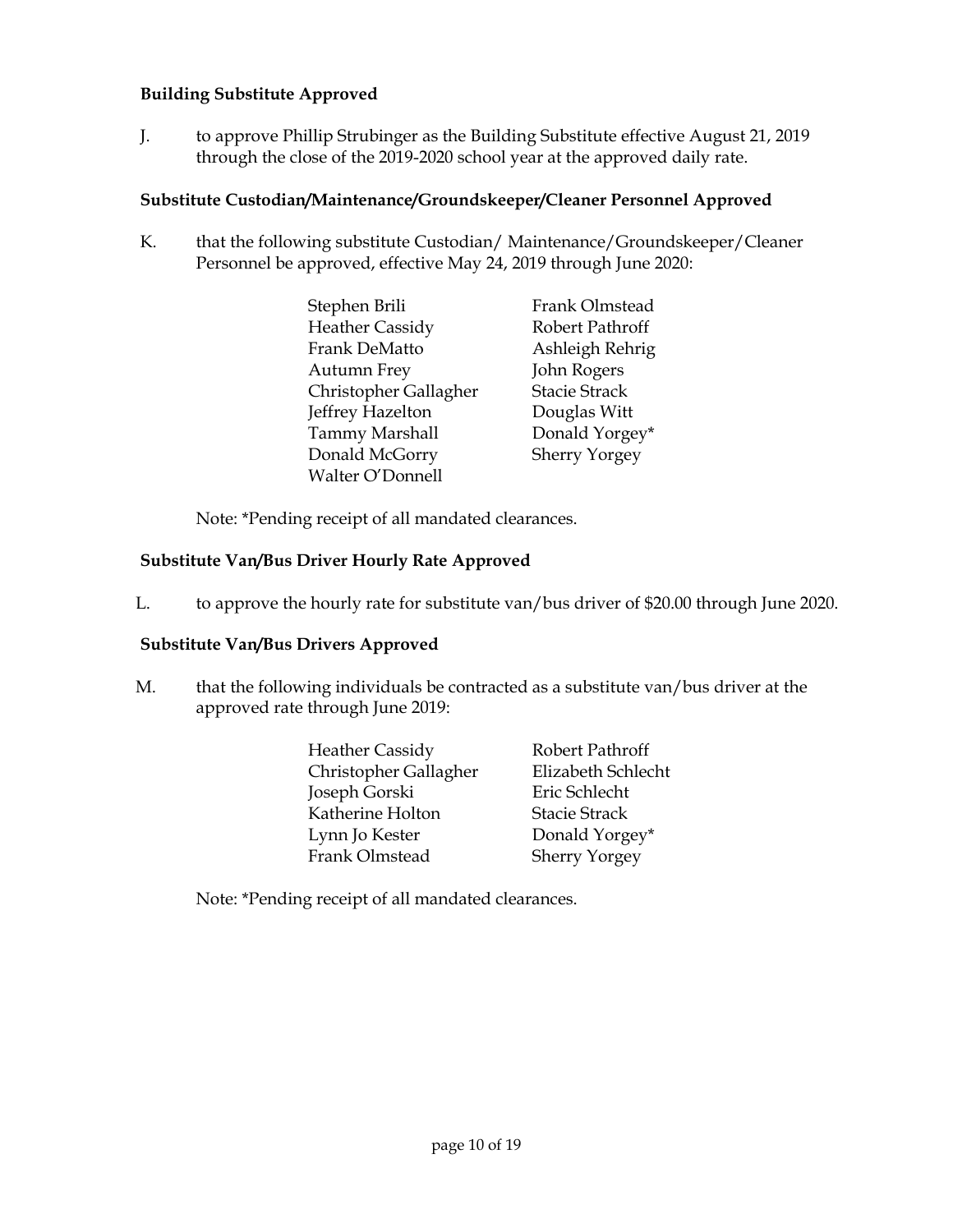**Building Substitute Approved**

J. to approve Phillip Strubinger as the Building Substitute effective August 21, 2019 through the close of the 2019-2020 school year at the approved daily rate.

**Substitute Custodian/Maintenance/Groundskeeper/Cleaner Personnel Approved**

K. that the following substitute Custodian/ Maintenance/Groundskeeper/Cleaner Personnel be approved, effective May 24, 2019 through June 2020:

| | |
|---|---|
| Stephen Brili | Frank Olmstead |
| Heather Cassidy | Robert Pathroff |
| Frank DeMatto | Ashleigh Rehrig |
| Autumn Frey | John Rogers |
| Christopher Gallagher | Stacie Strack |
| Jeffrey Hazelton | Douglas Witt |
| Tammy Marshall | Donald Yorgey* |
| Donald McGorry | Sherry Yorgey |
| Walter O'Donnell | |

Note: *Pending receipt of all mandated clearances.

**Substitute Van/Bus Driver Hourly Rate Approved**

L. to approve the hourly rate for substitute van/bus driver of $20.00 through June 2020.

**Substitute Van/Bus Drivers Approved**

M. that the following individuals be contracted as a substitute van/bus driver at the approved rate through June 2019:

| | |
|---|---|
| Heather Cassidy | Robert Pathroff |
| Christopher Gallagher | Elizabeth Schlecht |
| Joseph Gorski | Eric Schlecht |
| Katherine Holton | Stacie Strack |
| Lynn Jo Kester | Donald Yorgey* |
| Frank Olmstead | Sherry Yorgey |

Note: *Pending receipt of all mandated clearances.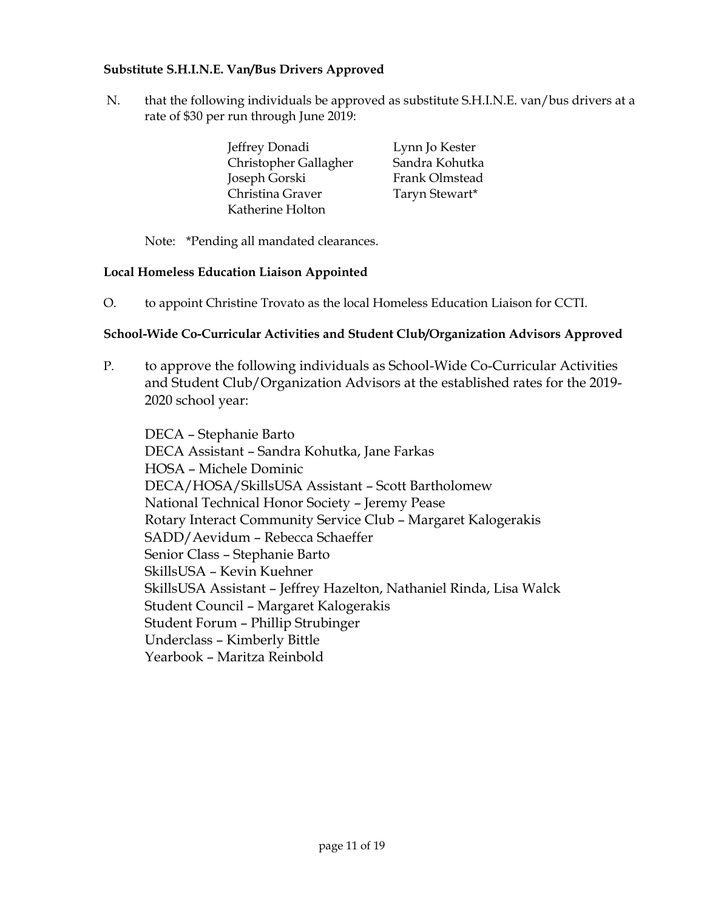**Substitute S.H.I.N.E. Van/Bus Drivers Approved**

N. that the following individuals be approved as substitute S.H.I.N.E. van/bus drivers at a rate of $30 per run through June 2019:

| | |
|---|---|
| Jeffrey Donadi | Lynn Jo Kester |
| Christopher Gallagher | Sandra Kohutka |
| Joseph Gorski | Frank Olmstead |
| Christina Graver | Taryn Stewart* |
| Katherine Holton | |

Note: *Pending all mandated clearances.

**Local Homeless Education Liaison Appointed**

O. to appoint Christine Trovato as the local Homeless Education Liaison for CCTI.

**School-Wide Co-Curricular Activities and Student Club/Organization Advisors Approved**

P. to approve the following individuals as School-Wide Co-Curricular Activities and Student Club/Organization Advisors at the established rates for the 2019-2020 school year:

DECA – Stephanie Barto
DECA Assistant – Sandra Kohutka, Jane Farkas
HOSA – Michele Dominic
DECA/HOSA/SkillsUSA Assistant – Scott Bartholomew
National Technical Honor Society – Jeremy Pease
Rotary Interact Community Service Club – Margaret Kalogerakis
SADD/Aevidum – Rebecca Schaeffer
Senior Class – Stephanie Barto
SkillsUSA – Kevin Kuehner
SkillsUSA Assistant – Jeffrey Hazelton, Nathaniel Rinda, Lisa Walck
Student Council – Margaret Kalogerakis
Student Forum – Phillip Strubinger
Underclass – Kimberly Bittle
Yearbook – Maritza Reinbold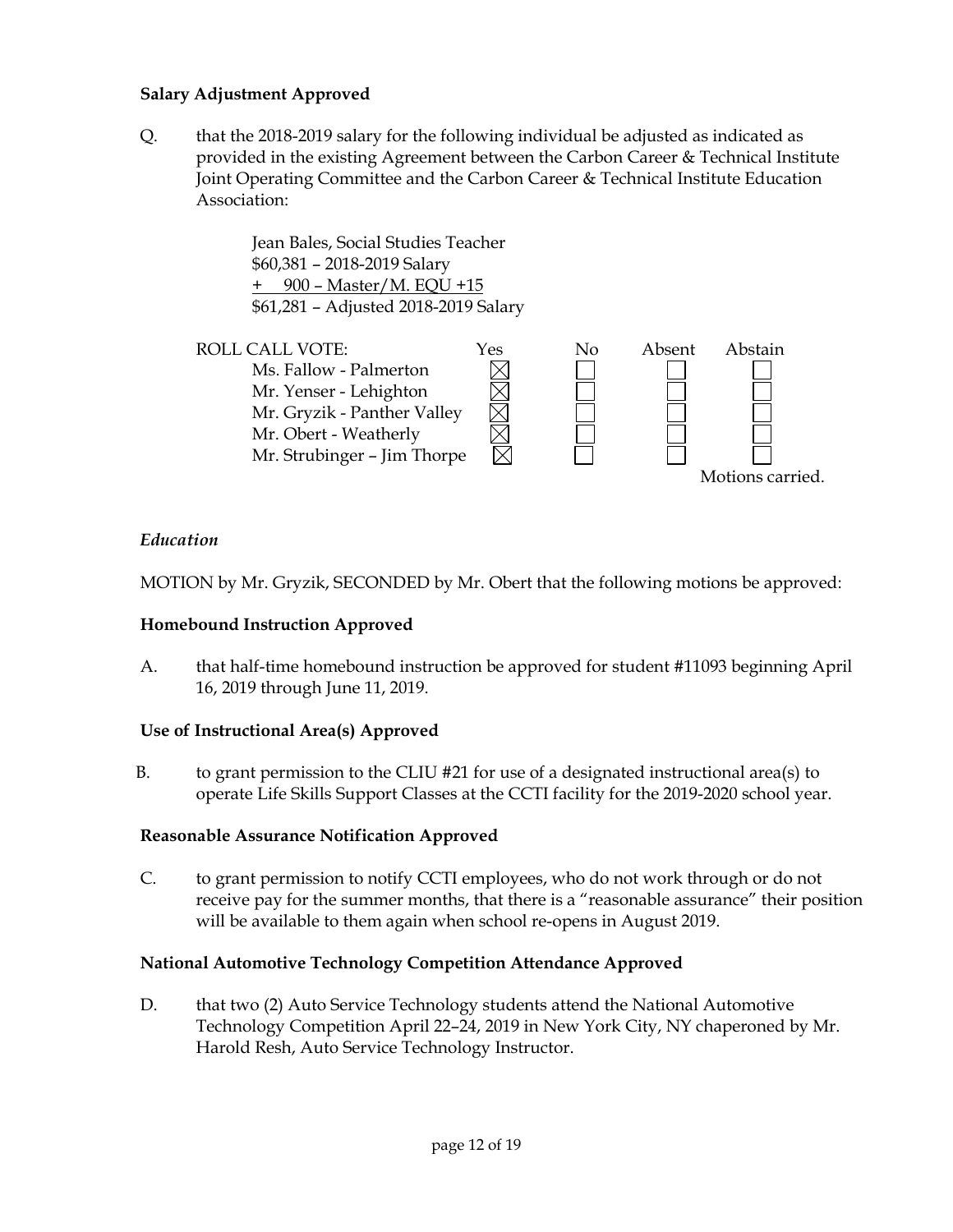**Salary Adjustment Approved**

Q. that the 2018-2019 salary for the following individual be adjusted as indicated as provided in the existing Agreement between the Carbon Career & Technical Institute Joint Operating Committee and the Carbon Career & Technical Institute Education Association:

Jean Bales, Social Studies Teacher
$60,381 – 2018-2019 Salary
<u>+ 900 – Master/M. EQU +15</u>
$61,281 – Adjusted 2018-2019 Salary

| ROLL CALL VOTE: | Yes | No | Absent | Abstain |
|---|---|---|---|---|
| Ms. Fallow - Palmerton | ☒ | ☐ | ☐ | ☐ |
| Mr. Yenser - Lehighton | ☒ | ☐ | ☐ | ☐ |
| Mr. Gryzik - Panther Valley | ☒ | ☐ | ☐ | ☐ |
| Mr. Obert - Weatherly | ☒ | ☐ | ☐ | ☐ |
| Mr. Strubinger – Jim Thorpe | ☒ | ☐ | ☐ | ☐ |

Motions carried.

*Education*

MOTION by Mr. Gryzik, SECONDED by Mr. Obert that the following motions be approved:

**Homebound Instruction Approved**

A. that half-time homebound instruction be approved for student #11093 beginning April 16, 2019 through June 11, 2019.

**Use of Instructional Area(s) Approved**

B. to grant permission to the CLIU #21 for use of a designated instructional area(s) to operate Life Skills Support Classes at the CCTI facility for the 2019-2020 school year.

**Reasonable Assurance Notification Approved**

C. to grant permission to notify CCTI employees, who do not work through or do not receive pay for the summer months, that there is a "reasonable assurance" their position will be available to them again when school re-opens in August 2019.

**National Automotive Technology Competition Attendance Approved**

D. that two (2) Auto Service Technology students attend the National Automotive Technology Competition April 22–24, 2019 in New York City, NY chaperoned by Mr. Harold Resh, Auto Service Technology Instructor.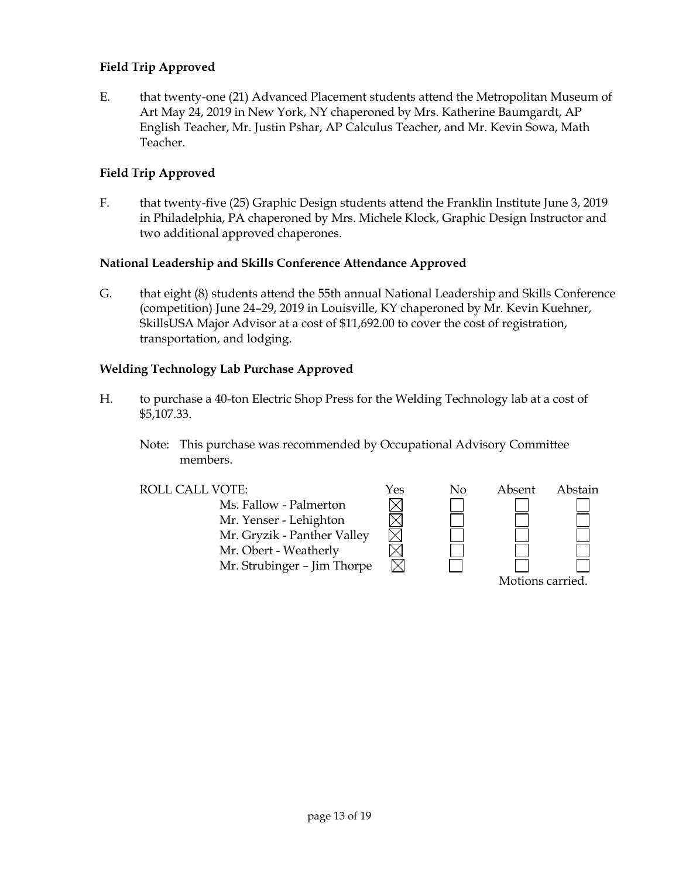**Field Trip Approved**

E. that twenty-one (21) Advanced Placement students attend the Metropolitan Museum of Art May 24, 2019 in New York, NY chaperoned by Mrs. Katherine Baumgardt, AP English Teacher, Mr. Justin Pshar, AP Calculus Teacher, and Mr. Kevin Sowa, Math Teacher.

**Field Trip Approved**

F. that twenty-five (25) Graphic Design students attend the Franklin Institute June 3, 2019 in Philadelphia, PA chaperoned by Mrs. Michele Klock, Graphic Design Instructor and two additional approved chaperones.

**National Leadership and Skills Conference Attendance Approved**

G. that eight (8) students attend the 55th annual National Leadership and Skills Conference (competition) June 24–29, 2019 in Louisville, KY chaperoned by Mr. Kevin Kuehner, SkillsUSA Major Advisor at a cost of $11,692.00 to cover the cost of registration, transportation, and lodging.

**Welding Technology Lab Purchase Approved**

H. to purchase a 40-ton Electric Shop Press for the Welding Technology lab at a cost of $5,107.33.

Note: This purchase was recommended by Occupational Advisory Committee members.

| ROLL CALL VOTE: | Yes | No | Absent | Abstain |
|---|---|---|---|---|
| Ms. Fallow - Palmerton | ☒ | ☐ | ☐ | ☐ |
| Mr. Yenser - Lehighton | ☒ | ☐ | ☐ | ☐ |
| Mr. Gryzik - Panther Valley | ☒ | ☐ | ☐ | ☐ |
| Mr. Obert - Weatherly | ☒ | ☐ | ☐ | ☐ |
| Mr. Strubinger – Jim Thorpe | ☒ | ☐ | ☐ | ☐ |

Motions carried.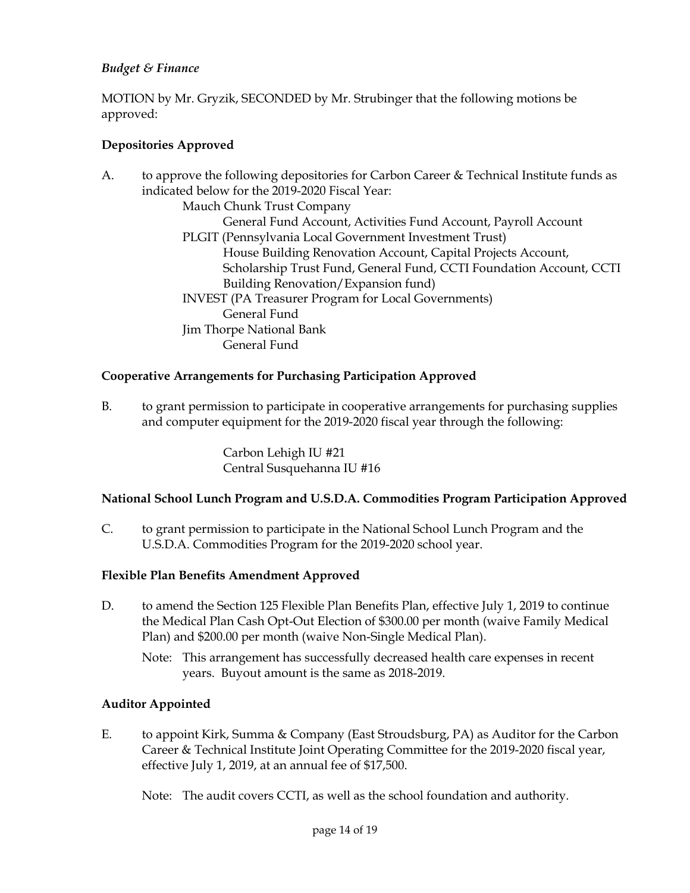*Budget & Finance*

MOTION by Mr. Gryzik, SECONDED by Mr. Strubinger that the following motions be approved:

**Depositories Approved**

A. to approve the following depositories for Carbon Career & Technical Institute funds as indicated below for the 2019-2020 Fiscal Year:

   Mauch Chunk Trust Company
      General Fund Account, Activities Fund Account, Payroll Account
   PLGIT (Pennsylvania Local Government Investment Trust)
      House Building Renovation Account, Capital Projects Account, Scholarship Trust Fund, General Fund, CCTI Foundation Account, CCTI Building Renovation/Expansion fund)
   INVEST (PA Treasurer Program for Local Governments)
      General Fund
   Jim Thorpe National Bank
      General Fund

**Cooperative Arrangements for Purchasing Participation Approved**

B. to grant permission to participate in cooperative arrangements for purchasing supplies and computer equipment for the 2019-2020 fiscal year through the following:

   Carbon Lehigh IU #21
   Central Susquehanna IU #16

**National School Lunch Program and U.S.D.A. Commodities Program Participation Approved**

C. to grant permission to participate in the National School Lunch Program and the U.S.D.A. Commodities Program for the 2019-2020 school year.

**Flexible Plan Benefits Amendment Approved**

D. to amend the Section 125 Flexible Plan Benefits Plan, effective July 1, 2019 to continue the Medical Plan Cash Opt-Out Election of $300.00 per month (waive Family Medical Plan) and $200.00 per month (waive Non-Single Medical Plan).

   Note: This arrangement has successfully decreased health care expenses in recent years. Buyout amount is the same as 2018-2019.

**Auditor Appointed**

E. to appoint Kirk, Summa & Company (East Stroudsburg, PA) as Auditor for the Carbon Career & Technical Institute Joint Operating Committee for the 2019-2020 fiscal year, effective July 1, 2019, at an annual fee of $17,500.

   Note: The audit covers CCTI, as well as the school foundation and authority.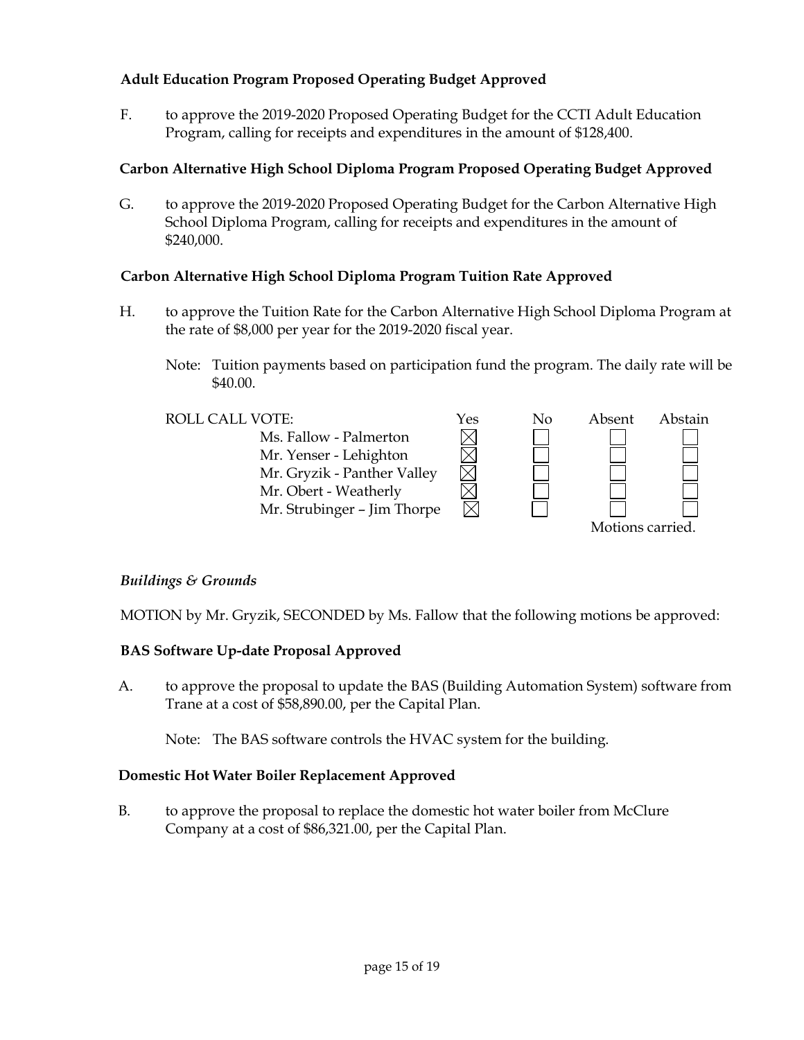**Adult Education Program Proposed Operating Budget Approved**

F. to approve the 2019-2020 Proposed Operating Budget for the CCTI Adult Education Program, calling for receipts and expenditures in the amount of $128,400.

**Carbon Alternative High School Diploma Program Proposed Operating Budget Approved**

G. to approve the 2019-2020 Proposed Operating Budget for the Carbon Alternative High School Diploma Program, calling for receipts and expenditures in the amount of $240,000.

**Carbon Alternative High School Diploma Program Tuition Rate Approved**

H. to approve the Tuition Rate for the Carbon Alternative High School Diploma Program at the rate of $8,000 per year for the 2019-2020 fiscal year.

Note: Tuition payments based on participation fund the program. The daily rate will be $40.00.

| ROLL CALL VOTE: | Yes | No | Absent | Abstain |
|---|---|---|---|---|
| Ms. Fallow - Palmerton | ☒ | ☐ | ☐ | ☐ |
| Mr. Yenser - Lehighton | ☒ | ☐ | ☐ | ☐ |
| Mr. Gryzik - Panther Valley | ☒ | ☐ | ☐ | ☐ |
| Mr. Obert - Weatherly | ☒ | ☐ | ☐ | ☐ |
| Mr. Strubinger – Jim Thorpe | ☒ | ☐ | ☐ | ☐ |

Motions carried.

*Buildings & Grounds*

MOTION by Mr. Gryzik, SECONDED by Ms. Fallow that the following motions be approved:

**BAS Software Up-date Proposal Approved**

A. to approve the proposal to update the BAS (Building Automation System) software from Trane at a cost of $58,890.00, per the Capital Plan.

Note: The BAS software controls the HVAC system for the building.

**Domestic Hot Water Boiler Replacement Approved**

B. to approve the proposal to replace the domestic hot water boiler from McClure Company at a cost of $86,321.00, per the Capital Plan.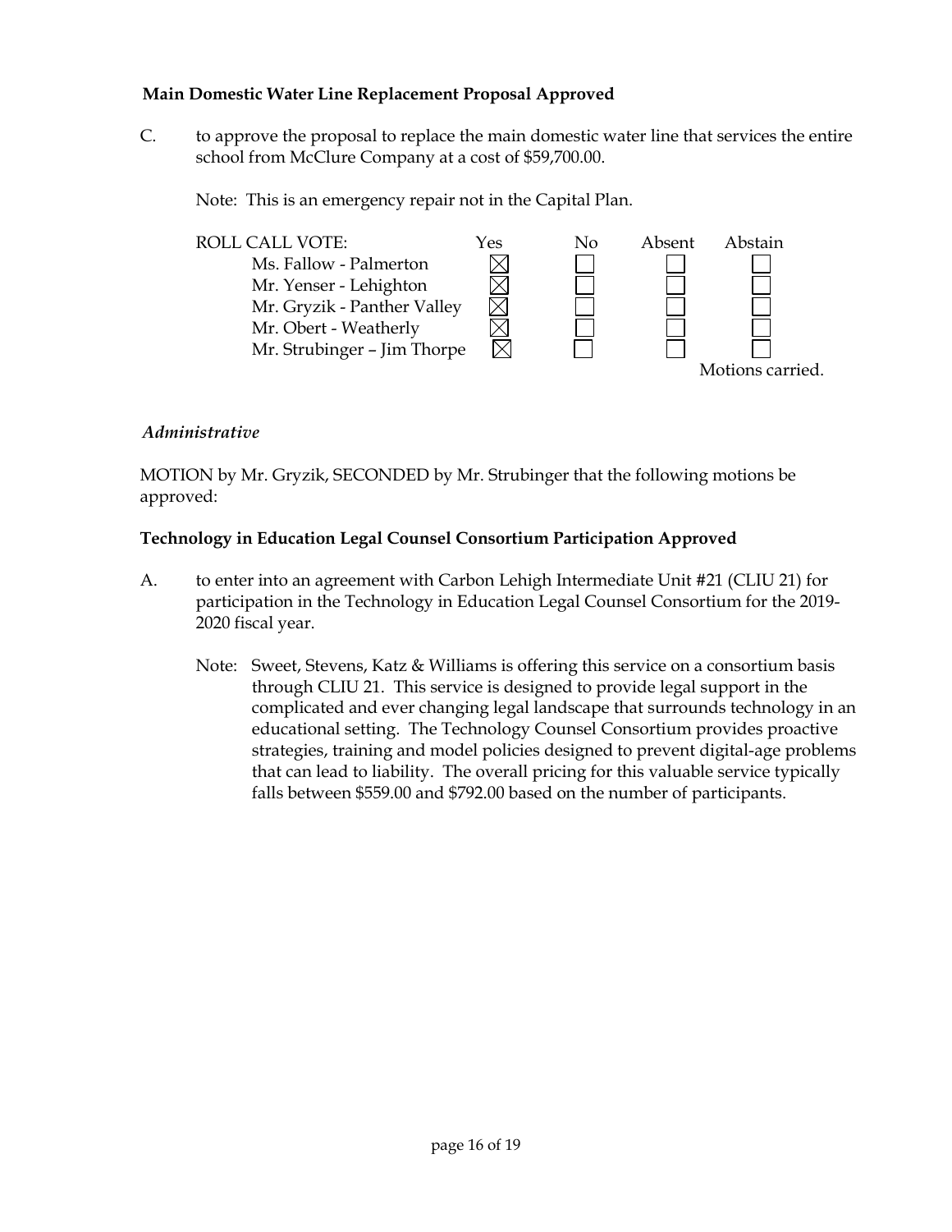**Main Domestic Water Line Replacement Proposal Approved**

C. to approve the proposal to replace the main domestic water line that services the entire school from McClure Company at a cost of $59,700.00.

Note: This is an emergency repair not in the Capital Plan.

| ROLL CALL VOTE: | Yes | No | Absent | Abstain |
| --- | --- | --- | --- | --- |
| Ms. Fallow - Palmerton | ☒ | ☐ | ☐ | ☐ |
| Mr. Yenser - Lehighton | ☒ | ☐ | ☐ | ☐ |
| Mr. Gryzik - Panther Valley | ☒ | ☐ | ☐ | ☐ |
| Mr. Obert - Weatherly | ☒ | ☐ | ☐ | ☐ |
| Mr. Strubinger – Jim Thorpe | ☒ | ☐ | ☐ | ☐ |

Motions carried.

*Administrative*

MOTION by Mr. Gryzik, SECONDED by Mr. Strubinger that the following motions be approved:

**Technology in Education Legal Counsel Consortium Participation Approved**

A. to enter into an agreement with Carbon Lehigh Intermediate Unit #21 (CLIU 21) for participation in the Technology in Education Legal Counsel Consortium for the 2019-2020 fiscal year.

Note: Sweet, Stevens, Katz & Williams is offering this service on a consortium basis through CLIU 21. This service is designed to provide legal support in the complicated and ever changing legal landscape that surrounds technology in an educational setting. The Technology Counsel Consortium provides proactive strategies, training and model policies designed to prevent digital-age problems that can lead to liability. The overall pricing for this valuable service typically falls between $559.00 and $792.00 based on the number of participants.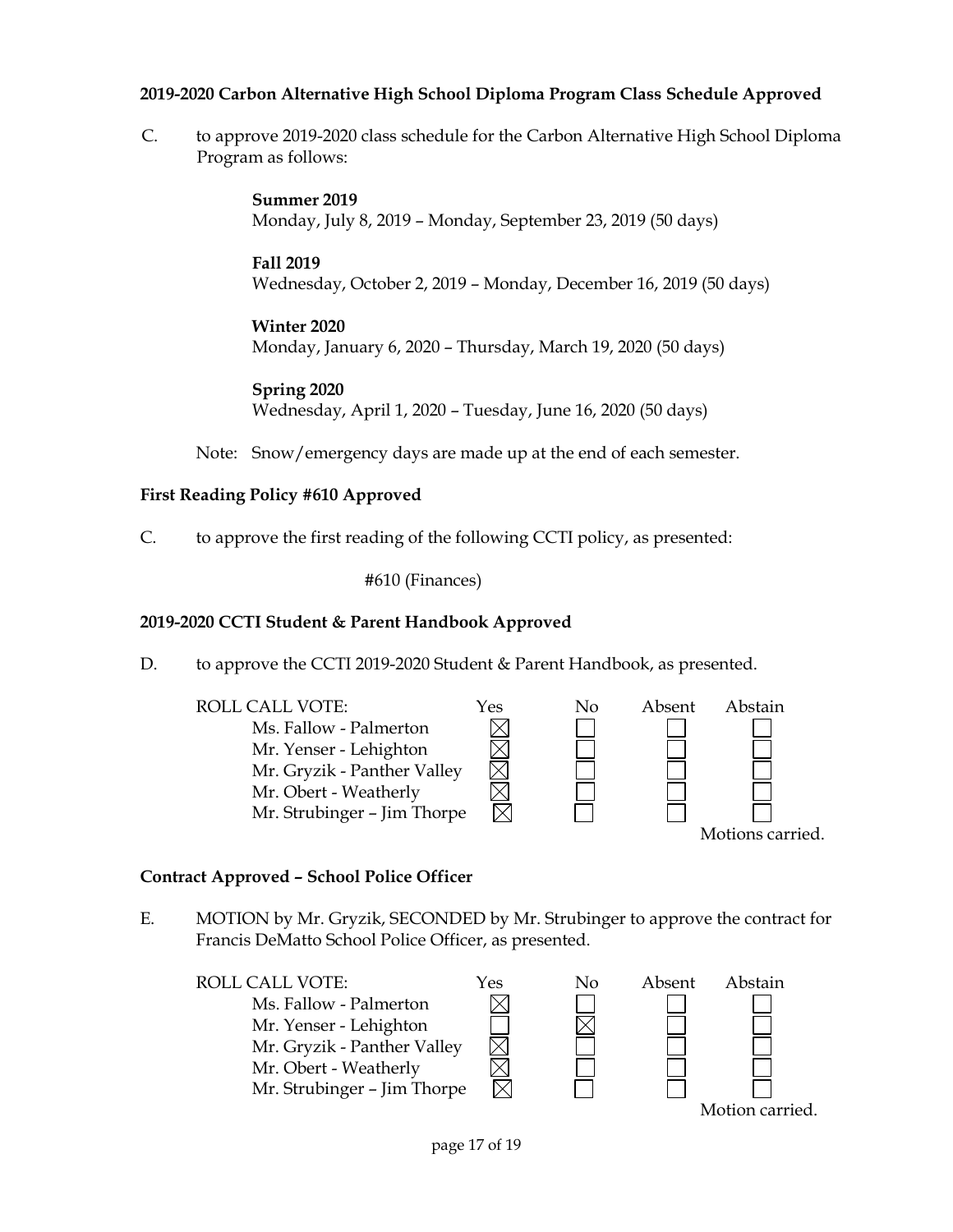**2019-2020 Carbon Alternative High School Diploma Program Class Schedule Approved**

C. to approve 2019-2020 class schedule for the Carbon Alternative High School Diploma Program as follows:

**Summer 2019**
Monday, July 8, 2019 – Monday, September 23, 2019 (50 days)

**Fall 2019**
Wednesday, October 2, 2019 – Monday, December 16, 2019 (50 days)

**Winter 2020**
Monday, January 6, 2020 – Thursday, March 19, 2020 (50 days)

**Spring 2020**
Wednesday, April 1, 2020 – Tuesday, June 16, 2020 (50 days)

Note: Snow/emergency days are made up at the end of each semester.

**First Reading Policy #610 Approved**

C. to approve the first reading of the following CCTI policy, as presented:

#610 (Finances)

**2019-2020 CCTI Student & Parent Handbook Approved**

D. to approve the CCTI 2019-2020 Student & Parent Handbook, as presented.

| ROLL CALL VOTE: | Yes | No | Absent | Abstain |
|---|---|---|---|---|
| Ms. Fallow - Palmerton | ☒ | ☐ | ☐ | ☐ |
| Mr. Yenser - Lehighton | ☒ | ☐ | ☐ | ☐ |
| Mr. Gryzik - Panther Valley | ☒ | ☐ | ☐ | ☐ |
| Mr. Obert - Weatherly | ☒ | ☐ | ☐ | ☐ |
| Mr. Strubinger – Jim Thorpe | ☒ | ☐ | ☐ | ☐ |

Motions carried.

**Contract Approved – School Police Officer**

E. MOTION by Mr. Gryzik, SECONDED by Mr. Strubinger to approve the contract for Francis DeMatto School Police Officer, as presented.

| ROLL CALL VOTE: | Yes | No | Absent | Abstain |
|---|---|---|---|---|
| Ms. Fallow - Palmerton | ☒ | ☐ | ☐ | ☐ |
| Mr. Yenser - Lehighton | ☐ | ☒ | ☐ | ☐ |
| Mr. Gryzik - Panther Valley | ☒ | ☐ | ☐ | ☐ |
| Mr. Obert - Weatherly | ☒ | ☐ | ☐ | ☐ |
| Mr. Strubinger – Jim Thorpe | ☒ | ☐ | ☐ | ☐ |

Motion carried.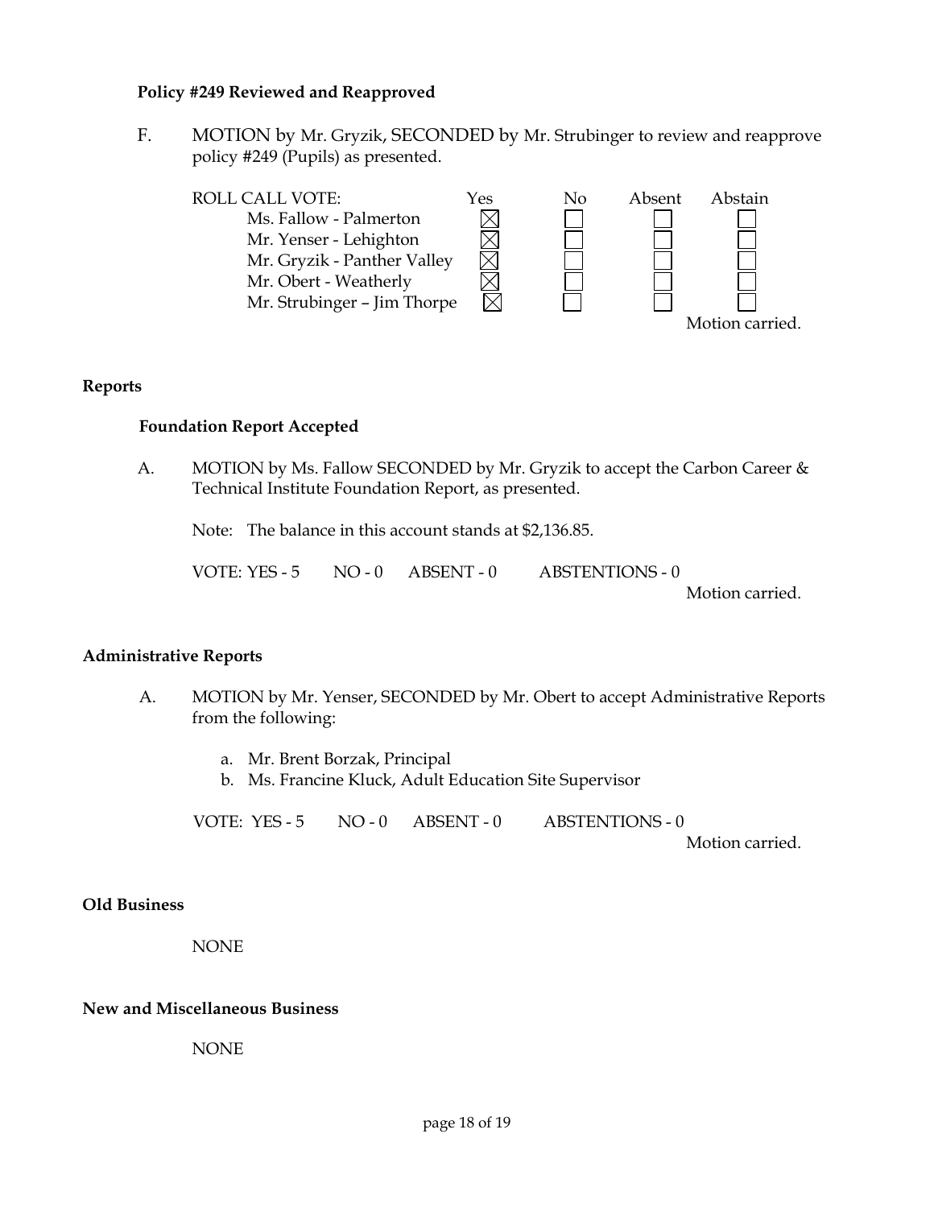**Policy #249 Reviewed and Reapproved**

F. MOTION by Mr. Gryzik, SECONDED by Mr. Strubinger to review and reapprove policy #249 (Pupils) as presented.

| ROLL CALL VOTE: | Yes | No | Absent | Abstain |
|---|---|---|---|---|
| Ms. Fallow - Palmerton | ☒ | ☐ | ☐ | ☐ |
| Mr. Yenser - Lehighton | ☒ | ☐ | ☐ | ☐ |
| Mr. Gryzik - Panther Valley | ☒ | ☐ | ☐ | ☐ |
| Mr. Obert - Weatherly | ☒ | ☐ | ☐ | ☐ |
| Mr. Strubinger – Jim Thorpe | ☒ | ☐ | ☐ | ☐ |

Motion carried.

## Reports

**Foundation Report Accepted**

A. MOTION by Ms. Fallow SECONDED by Mr. Gryzik to accept the Carbon Career & Technical Institute Foundation Report, as presented.

Note: The balance in this account stands at $2,136.85.

VOTE: YES - 5 NO - 0 ABSENT - 0 ABSTENTIONS - 0

Motion carried.

## Administrative Reports

A. MOTION by Mr. Yenser, SECONDED by Mr. Obert to accept Administrative Reports from the following:

a. Mr. Brent Borzak, Principal
b. Ms. Francine Kluck, Adult Education Site Supervisor

VOTE: YES - 5 NO - 0 ABSENT - 0 ABSTENTIONS - 0

Motion carried.

## Old Business

NONE

## New and Miscellaneous Business

NONE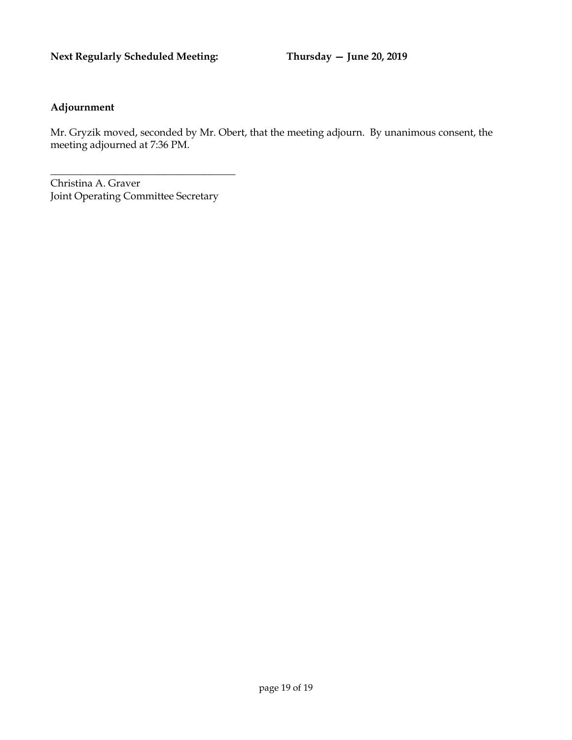**Next Regularly Scheduled Meeting:** **Thursday — June 20, 2019**

**Adjournment**

Mr. Gryzik moved, seconded by Mr. Obert, that the meeting adjourn. By unanimous consent, the meeting adjourned at 7:36 PM.

_____________________________________

Christina A. Graver
Joint Operating Committee Secretary